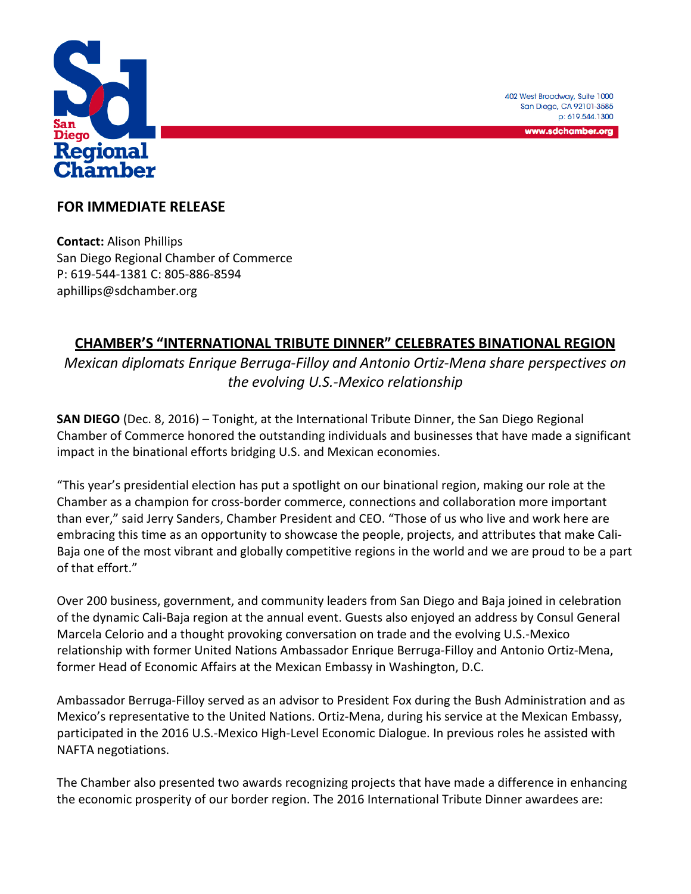San Diego Regional Chamber

402 West Broadway, Suite 1000
San Diego, CA 92101-3585
p: 619.544.1300

www.sdchamber.org

**FOR IMMEDIATE RELEASE**

**Contact:** Alison Phillips
San Diego Regional Chamber of Commerce
P: 619-544-1381 C: 805-886-8594
aphillips@sdchamber.org

## CHAMBER'S "INTERNATIONAL TRIBUTE DINNER" CELEBRATES BINATIONAL REGION

*Mexican diplomats Enrique Berruga-Filloy and Antonio Ortiz-Mena share perspectives on the evolving U.S.-Mexico relationship*

**SAN DIEGO** (Dec. 8, 2016) – Tonight, at the International Tribute Dinner, the San Diego Regional Chamber of Commerce honored the outstanding individuals and businesses that have made a significant impact in the binational efforts bridging U.S. and Mexican economies.

"This year's presidential election has put a spotlight on our binational region, making our role at the Chamber as a champion for cross-border commerce, connections and collaboration more important than ever," said Jerry Sanders, Chamber President and CEO. "Those of us who live and work here are embracing this time as an opportunity to showcase the people, projects, and attributes that make Cali-Baja one of the most vibrant and globally competitive regions in the world and we are proud to be a part of that effort."

Over 200 business, government, and community leaders from San Diego and Baja joined in celebration of the dynamic Cali-Baja region at the annual event. Guests also enjoyed an address by Consul General Marcela Celorio and a thought provoking conversation on trade and the evolving U.S.-Mexico relationship with former United Nations Ambassador Enrique Berruga-Filloy and Antonio Ortiz-Mena, former Head of Economic Affairs at the Mexican Embassy in Washington, D.C.

Ambassador Berruga-Filloy served as an advisor to President Fox during the Bush Administration and as Mexico's representative to the United Nations. Ortiz-Mena, during his service at the Mexican Embassy, participated in the 2016 U.S.-Mexico High-Level Economic Dialogue. In previous roles he assisted with NAFTA negotiations.

The Chamber also presented two awards recognizing projects that have made a difference in enhancing the economic prosperity of our border region. The 2016 International Tribute Dinner awardees are: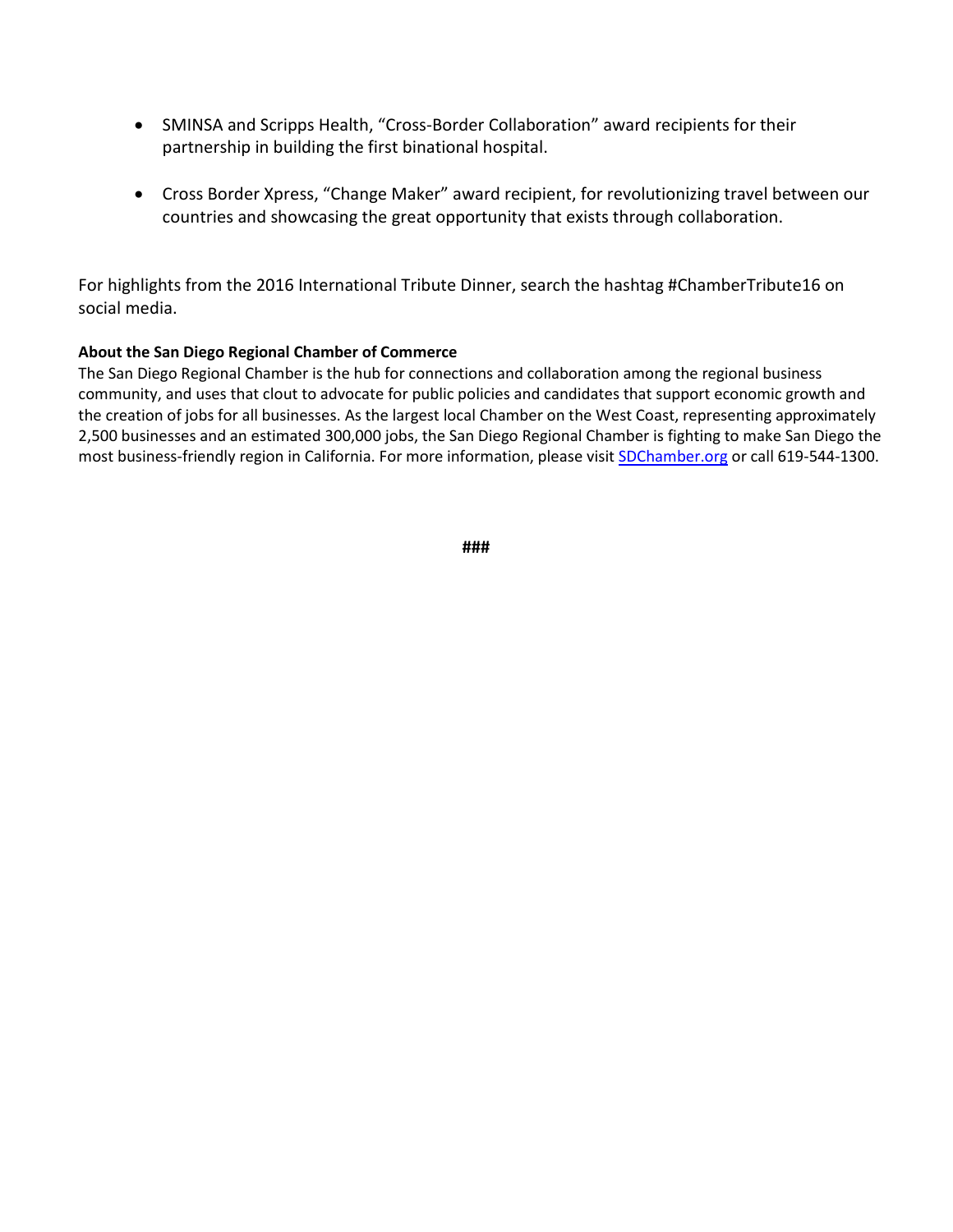- SMINSA and Scripps Health, “Cross-Border Collaboration” award recipients for their partnership in building the first binational hospital.

- Cross Border Xpress, “Change Maker” award recipient, for revolutionizing travel between our countries and showcasing the great opportunity that exists through collaboration.

For highlights from the 2016 International Tribute Dinner, search the hashtag #ChamberTribute16 on social media.

**About the San Diego Regional Chamber of Commerce**

The San Diego Regional Chamber is the hub for connections and collaboration among the regional business community, and uses that clout to advocate for public policies and candidates that support economic growth and the creation of jobs for all businesses. As the largest local Chamber on the West Coast, representing approximately 2,500 businesses and an estimated 300,000 jobs, the San Diego Regional Chamber is fighting to make San Diego the most business-friendly region in California. For more information, please visit [SDChamber.org](SDChamber.org) or call 619-544-1300.

**###**